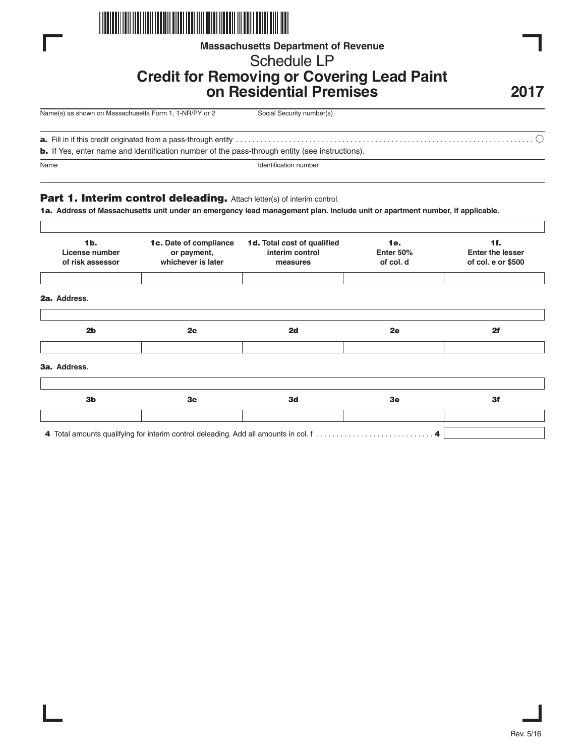Massachusetts Department of Revenue

# Schedule LP

## Credit for Removing or Covering Lead Paint on Residential Premises

**2017**

Name(s) as shown on Massachusetts Form 1, 1-NR/PY or 2 | Social Security number(s)

**a.** Fill in if this credit originated from a pass-through entity ○

**b.** If Yes, enter name and identification number of the pass-through entity (see instructions).

Name | Identification number

### Part 1. Interim control deleading.

Attach letter(s) of interim control.

**1a. Address of Massachusetts unit under an emergency lead management plan. Include unit or apartment number, if applicable.**

| **1b.** License number of risk assessor | **1c.** Date of compliance or payment, whichever is later | **1d.** Total cost of qualified interim control measures | **1e.** Enter 50% of col. d | **1f.** Enter the lesser of col. e or $500 |
|---|---|---|---|---|
| | | | | |

**2a.** Address.

| 2b | 2c | 2d | 2e | 2f |
|---|---|---|---|---|
| | | | | |

**3a.** Address.

| 3b | 3c | 3d | 3e | 3f |
|---|---|---|---|---|
| | | | | |

**4** Total amounts qualifying for interim control deleading. Add all amounts in col. f . . . . . . . . . . . . . . . . . . . . . . . . . . . . **4**

Rev. 5/16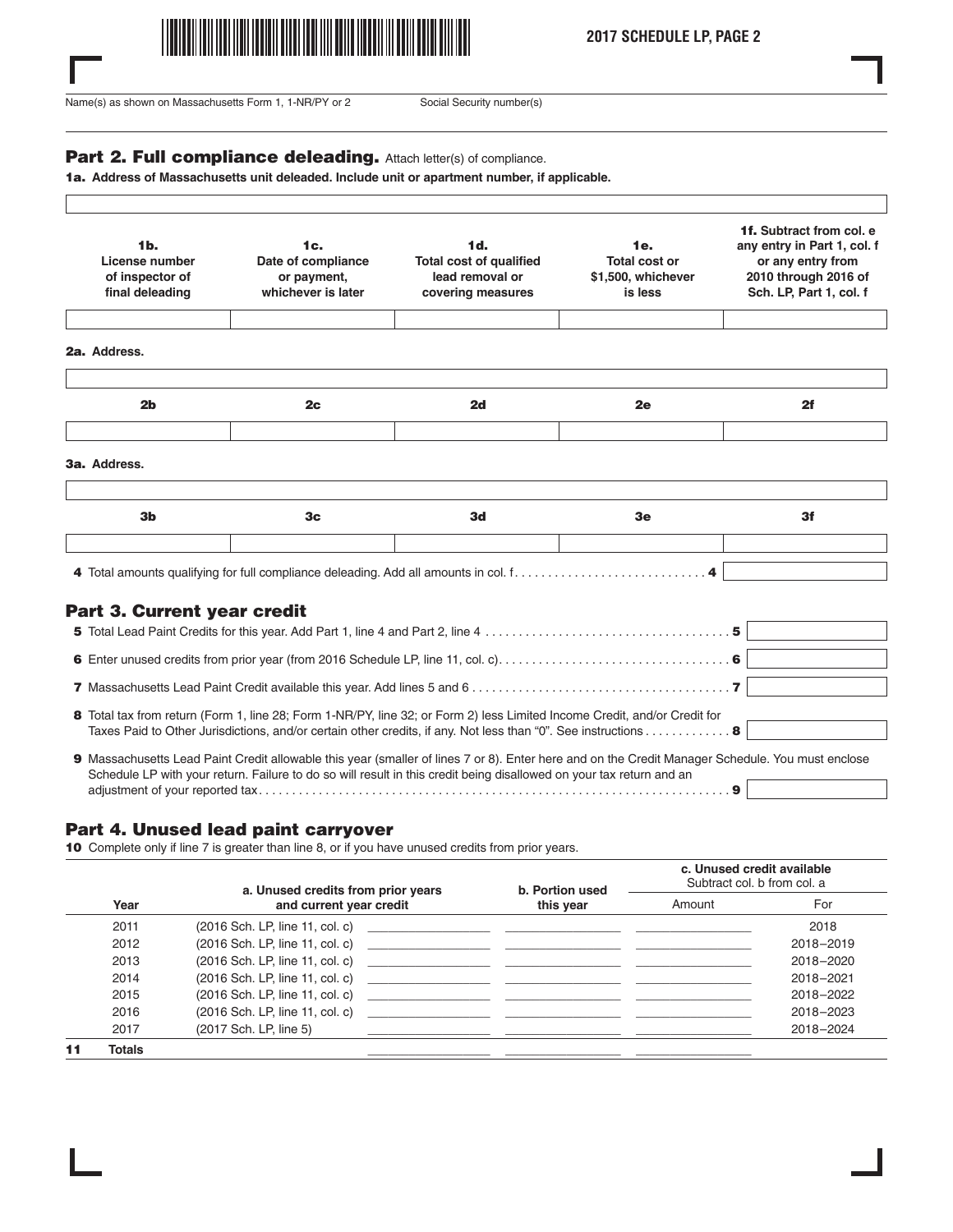Name(s) as shown on Massachusetts Form 1, 1-NR/PY or 2 | Social Security number(s)

## Part 2. Full compliance deleading. Attach letter(s) of compliance.

**1a. Address of Massachusetts unit deleaded. Include unit or apartment number, if applicable.**

| 1b. License number of inspector of final deleading | 1c. Date of compliance or payment, whichever is later | 1d. Total cost of qualified lead removal or covering measures | 1e. Total cost or $1,500, whichever is less | 1f. Subtract from col. e any entry in Part 1, col. f or any entry from 2010 through 2016 of Sch. LP, Part 1, col. f |
|---|---|---|---|---|
| | | | | |

**2a. Address.**

| 2b | 2c | 2d | 2e | 2f |
|---|---|---|---|---|
| | | | | |

**3a. Address.**

| 3b | 3c | 3d | 3e | 3f |
|---|---|---|---|---|
| | | | | |

**4** Total amounts qualifying for full compliance deleading. Add all amounts in col. f . . . . . . . . . . . . . . . . . . . . . . . . . . . . **4**

## Part 3. Current year credit

**5** Total Lead Paint Credits for this year. Add Part 1, line 4 and Part 2, line 4 . . . . . . . . . . . . . . . . . . . . . . . . . . . . . . . . . . . . **5**

**6** Enter unused credits from prior year (from 2016 Schedule LP, line 11, col. c) . . . . . . . . . . . . . . . . . . . . . . . . . . . . . . . . . . **6**

**7** Massachusetts Lead Paint Credit available this year. Add lines 5 and 6 . . . . . . . . . . . . . . . . . . . . . . . . . . . . . . . . . . . . . . **7**

**8** Total tax from return (Form 1, line 28; Form 1-NR/PY, line 32; or Form 2) less Limited Income Credit, and/or Credit for Taxes Paid to Other Jurisdictions, and/or certain other credits, if any. Not less than "0". See instructions . . . . . . . . . . . . **8**

**9** Massachusetts Lead Paint Credit allowable this year (smaller of lines 7 or 8). Enter here and on the Credit Manager Schedule. You must enclose Schedule LP with your return. Failure to do so will result in this credit being disallowed on your tax return and an adjustment of your reported tax . . . . . . . . . . . . . . . . . . . . . . . . . . . . . . . . . . . . . . . . . . . . . . . . . . . . . . . . . . . . . . . . . . . . . . . . **9**

## Part 4. Unused lead paint carryover

**10** Complete only if line 7 is greater than line 8, or if you have unused credits from prior years.

| | Year | | a. Unused credits from prior years and current year credit | b. Portion used this year | c. Unused credit available Subtract col. b from col. a | |
|---|---|---|---|---|---|---|
| | | | | | Amount | For |
| | 2011 | (2016 Sch. LP, line 11, col. c) | | | | 2018 |
| | 2012 | (2016 Sch. LP, line 11, col. c) | | | | 2018–2019 |
| | 2013 | (2016 Sch. LP, line 11, col. c) | | | | 2018–2020 |
| | 2014 | (2016 Sch. LP, line 11, col. c) | | | | 2018–2021 |
| | 2015 | (2016 Sch. LP, line 11, col. c) | | | | 2018–2022 |
| | 2016 | (2016 Sch. LP, line 11, col. c) | | | | 2018–2023 |
| | 2017 | (2017 Sch. LP, line 5) | | | | 2018–2024 |
| **11** | **Totals** | | | | | |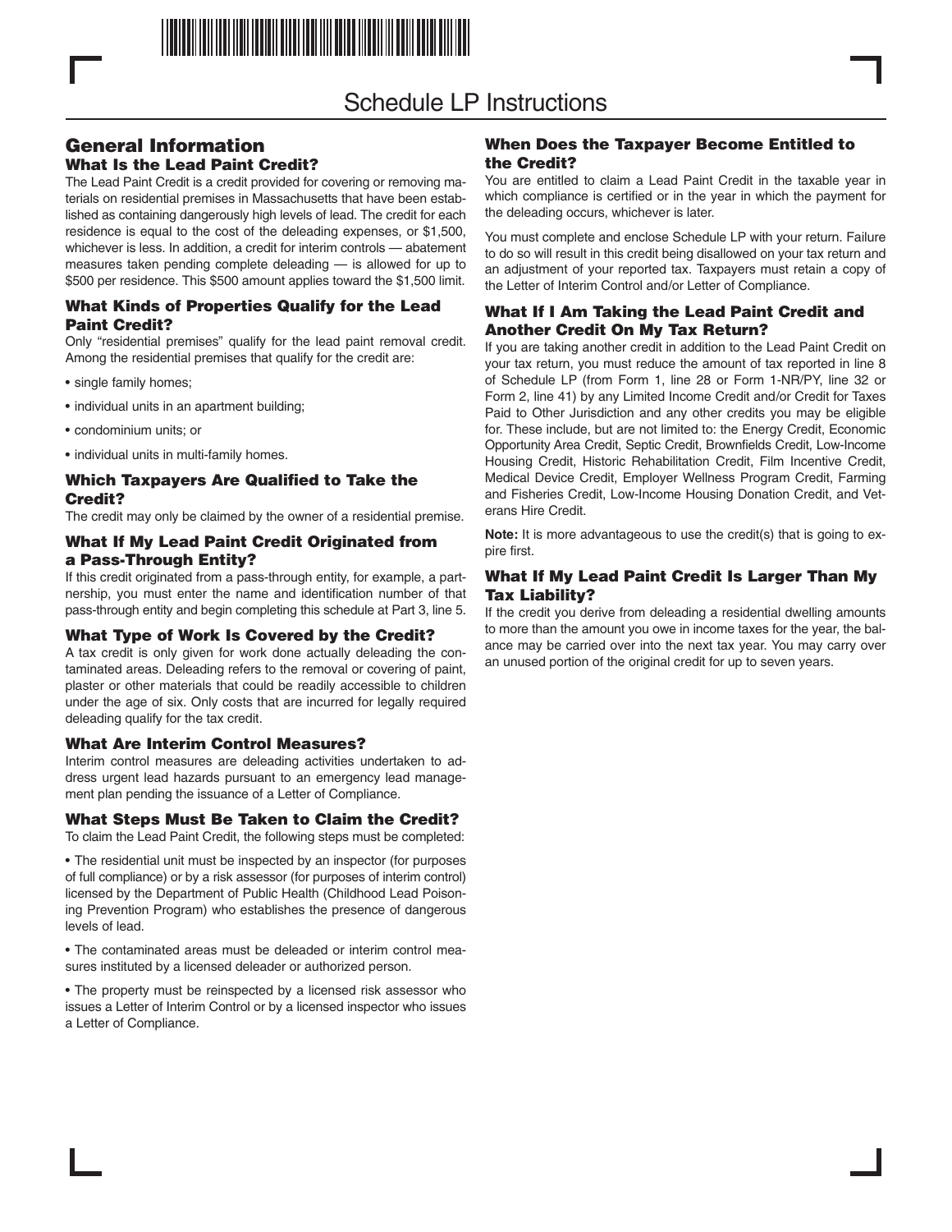# Schedule LP Instructions

## General Information

### What Is the Lead Paint Credit?

The Lead Paint Credit is a credit provided for covering or removing materials on residential premises in Massachusetts that have been established as containing dangerously high levels of lead. The credit for each residence is equal to the cost of the deleading expenses, or $1,500, whichever is less. In addition, a credit for interim controls — abatement measures taken pending complete deleading — is allowed for up to $500 per residence. This $500 amount applies toward the $1,500 limit.

### What Kinds of Properties Qualify for the Lead Paint Credit?

Only "residential premises" qualify for the lead paint removal credit. Among the residential premises that qualify for the credit are:

- single family homes;
- individual units in an apartment building;
- condominium units; or
- individual units in multi-family homes.

### Which Taxpayers Are Qualified to Take the Credit?

The credit may only be claimed by the owner of a residential premise.

### What If My Lead Paint Credit Originated from a Pass-Through Entity?

If this credit originated from a pass-through entity, for example, a partnership, you must enter the name and identification number of that pass-through entity and begin completing this schedule at Part 3, line 5.

### What Type of Work Is Covered by the Credit?

A tax credit is only given for work done actually deleading the contaminated areas. Deleading refers to the removal or covering of paint, plaster or other materials that could be readily accessible to children under the age of six. Only costs that are incurred for legally required deleading qualify for the tax credit.

### What Are Interim Control Measures?

Interim control measures are deleading activities undertaken to address urgent lead hazards pursuant to an emergency lead management plan pending the issuance of a Letter of Compliance.

### What Steps Must Be Taken to Claim the Credit?

To claim the Lead Paint Credit, the following steps must be completed:

- The residential unit must be inspected by an inspector (for purposes of full compliance) or by a risk assessor (for purposes of interim control) licensed by the Department of Public Health (Childhood Lead Poisoning Prevention Program) who establishes the presence of dangerous levels of lead.
- The contaminated areas must be deleaded or interim control measures instituted by a licensed deleader or authorized person.
- The property must be reinspected by a licensed risk assessor who issues a Letter of Interim Control or by a licensed inspector who issues a Letter of Compliance.

### When Does the Taxpayer Become Entitled to the Credit?

You are entitled to claim a Lead Paint Credit in the taxable year in which compliance is certified or in the year in which the payment for the deleading occurs, whichever is later.

You must complete and enclose Schedule LP with your return. Failure to do so will result in this credit being disallowed on your tax return and an adjustment of your reported tax. Taxpayers must retain a copy of the Letter of Interim Control and/or Letter of Compliance.

### What If I Am Taking the Lead Paint Credit and Another Credit On My Tax Return?

If you are taking another credit in addition to the Lead Paint Credit on your tax return, you must reduce the amount of tax reported in line 8 of Schedule LP (from Form 1, line 28 or Form 1-NR/PY, line 32 or Form 2, line 41) by any Limited Income Credit and/or Credit for Taxes Paid to Other Jurisdiction and any other credits you may be eligible for. These include, but are not limited to: the Energy Credit, Economic Opportunity Area Credit, Septic Credit, Brownfields Credit, Low-Income Housing Credit, Historic Rehabilitation Credit, Film Incentive Credit, Medical Device Credit, Employer Wellness Program Credit, Farming and Fisheries Credit, Low-Income Housing Donation Credit, and Veterans Hire Credit.

**Note:** It is more advantageous to use the credit(s) that is going to expire first.

### What If My Lead Paint Credit Is Larger Than My Tax Liability?

If the credit you derive from deleading a residential dwelling amounts to more than the amount you owe in income taxes for the year, the balance may be carried over into the next tax year. You may carry over an unused portion of the original credit for up to seven years.